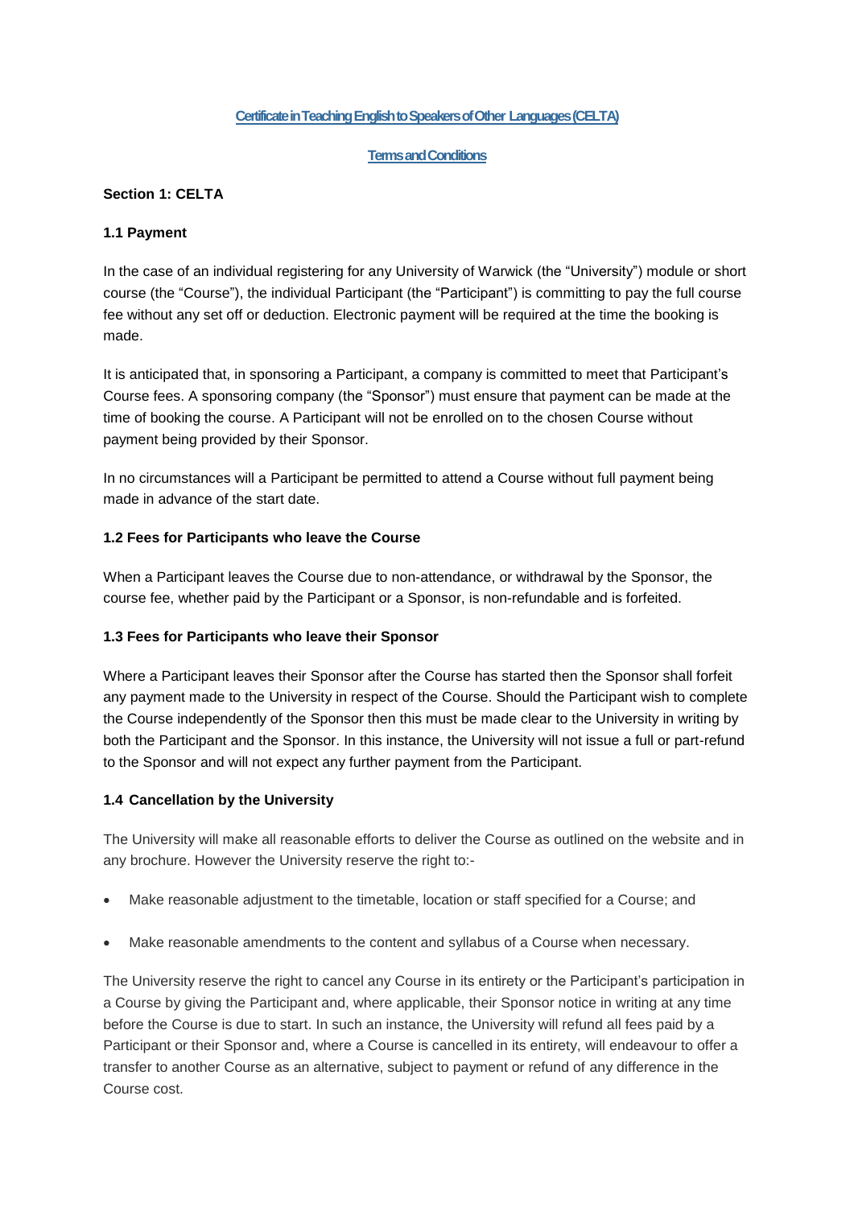# Certificate in Teaching English to Speakers of Other Languages (CELTA)

## Terms and Conditions

### Section 1: CELTA

#### 1.1 Payment

In the case of an individual registering for any University of Warwick (the "University") module or short course (the "Course"), the individual Participant (the "Participant") is committing to pay the full course fee without any set off or deduction. Electronic payment will be required at the time the booking is made.

It is anticipated that, in sponsoring a Participant, a company is committed to meet that Participant's Course fees. A sponsoring company (the "Sponsor") must ensure that payment can be made at the time of booking the course. A Participant will not be enrolled on to the chosen Course without payment being provided by their Sponsor.

In no circumstances will a Participant be permitted to attend a Course without full payment being made in advance of the start date.

#### 1.2 Fees for Participants who leave the Course

When a Participant leaves the Course due to non-attendance, or withdrawal by the Sponsor, the course fee, whether paid by the Participant or a Sponsor, is non-refundable and is forfeited.

#### 1.3 Fees for Participants who leave their Sponsor

Where a Participant leaves their Sponsor after the Course has started then the Sponsor shall forfeit any payment made to the University in respect of the Course. Should the Participant wish to complete the Course independently of the Sponsor then this must be made clear to the University in writing by both the Participant and the Sponsor. In this instance, the University will not issue a full or part-refund to the Sponsor and will not expect any further payment from the Participant.

#### 1.4 Cancellation by the University

The University will make all reasonable efforts to deliver the Course as outlined on the website and in any brochure. However the University reserve the right to:-

- Make reasonable adjustment to the timetable, location or staff specified for a Course; and
- Make reasonable amendments to the content and syllabus of a Course when necessary.

The University reserve the right to cancel any Course in its entirety or the Participant's participation in a Course by giving the Participant and, where applicable, their Sponsor notice in writing at any time before the Course is due to start. In such an instance, the University will refund all fees paid by a Participant or their Sponsor and, where a Course is cancelled in its entirety, will endeavour to offer a transfer to another Course as an alternative, subject to payment or refund of any difference in the Course cost.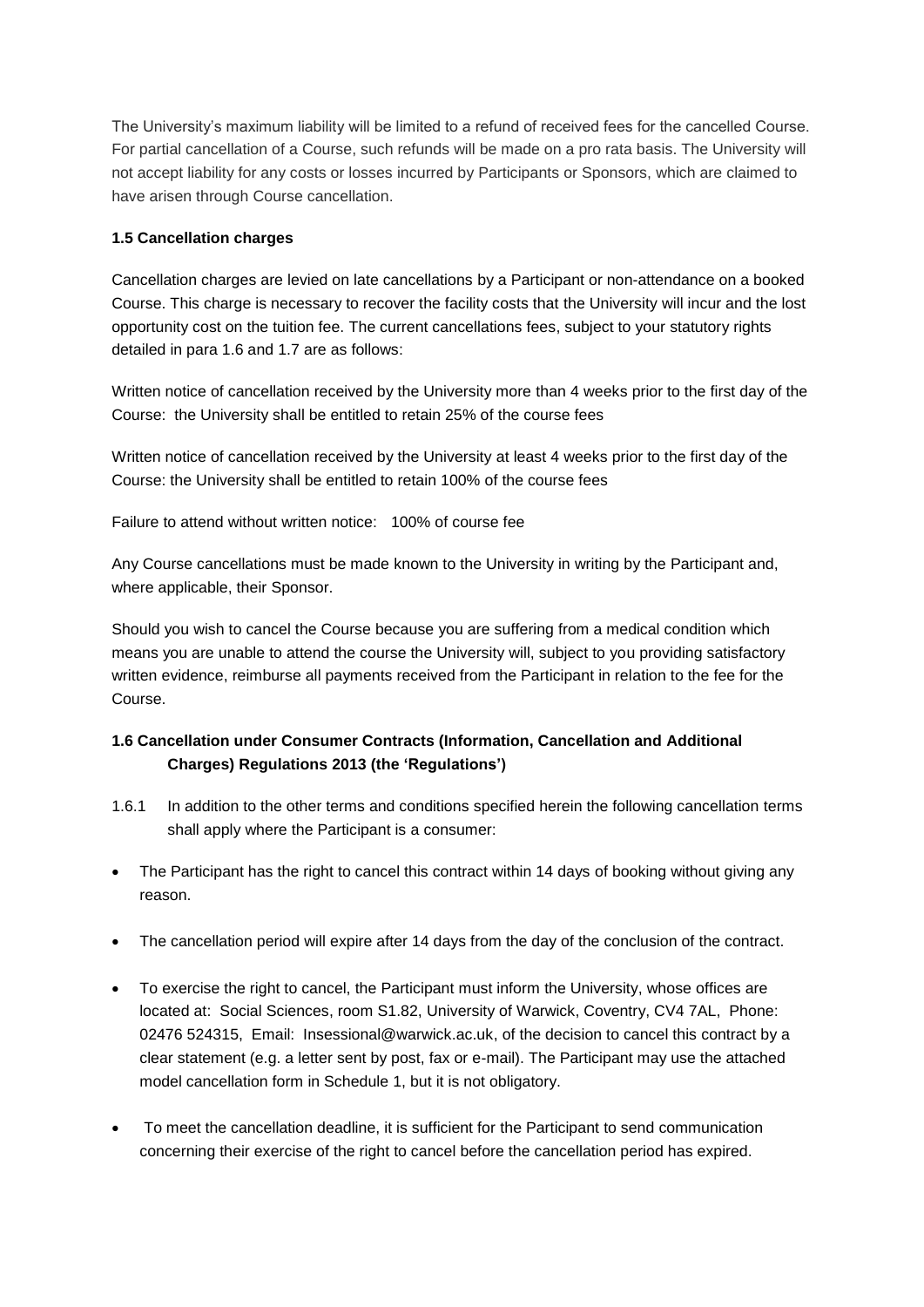The University's maximum liability will be limited to a refund of received fees for the cancelled Course. For partial cancellation of a Course, such refunds will be made on a pro rata basis. The University will not accept liability for any costs or losses incurred by Participants or Sponsors, which are claimed to have arisen through Course cancellation.

**1.5 Cancellation charges**

Cancellation charges are levied on late cancellations by a Participant or non-attendance on a booked Course. This charge is necessary to recover the facility costs that the University will incur and the lost opportunity cost on the tuition fee. The current cancellations fees, subject to your statutory rights detailed in para 1.6 and 1.7 are as follows:

Written notice of cancellation received by the University more than 4 weeks prior to the first day of the Course: the University shall be entitled to retain 25% of the course fees

Written notice of cancellation received by the University at least 4 weeks prior to the first day of the Course: the University shall be entitled to retain 100% of the course fees

Failure to attend without written notice: 100% of course fee

Any Course cancellations must be made known to the University in writing by the Participant and, where applicable, their Sponsor.

Should you wish to cancel the Course because you are suffering from a medical condition which means you are unable to attend the course the University will, subject to you providing satisfactory written evidence, reimburse all payments received from the Participant in relation to the fee for the Course.

**1.6 Cancellation under Consumer Contracts (Information, Cancellation and Additional Charges) Regulations 2013 (the 'Regulations')**

1.6.1 In addition to the other terms and conditions specified herein the following cancellation terms shall apply where the Participant is a consumer:

- The Participant has the right to cancel this contract within 14 days of booking without giving any reason.
- The cancellation period will expire after 14 days from the day of the conclusion of the contract.
- To exercise the right to cancel, the Participant must inform the University, whose offices are located at: Social Sciences, room S1.82, University of Warwick, Coventry, CV4 7AL, Phone: 02476 524315, Email: Insessional@warwick.ac.uk, of the decision to cancel this contract by a clear statement (e.g. a letter sent by post, fax or e-mail). The Participant may use the attached model cancellation form in Schedule 1, but it is not obligatory.
- To meet the cancellation deadline, it is sufficient for the Participant to send communication concerning their exercise of the right to cancel before the cancellation period has expired.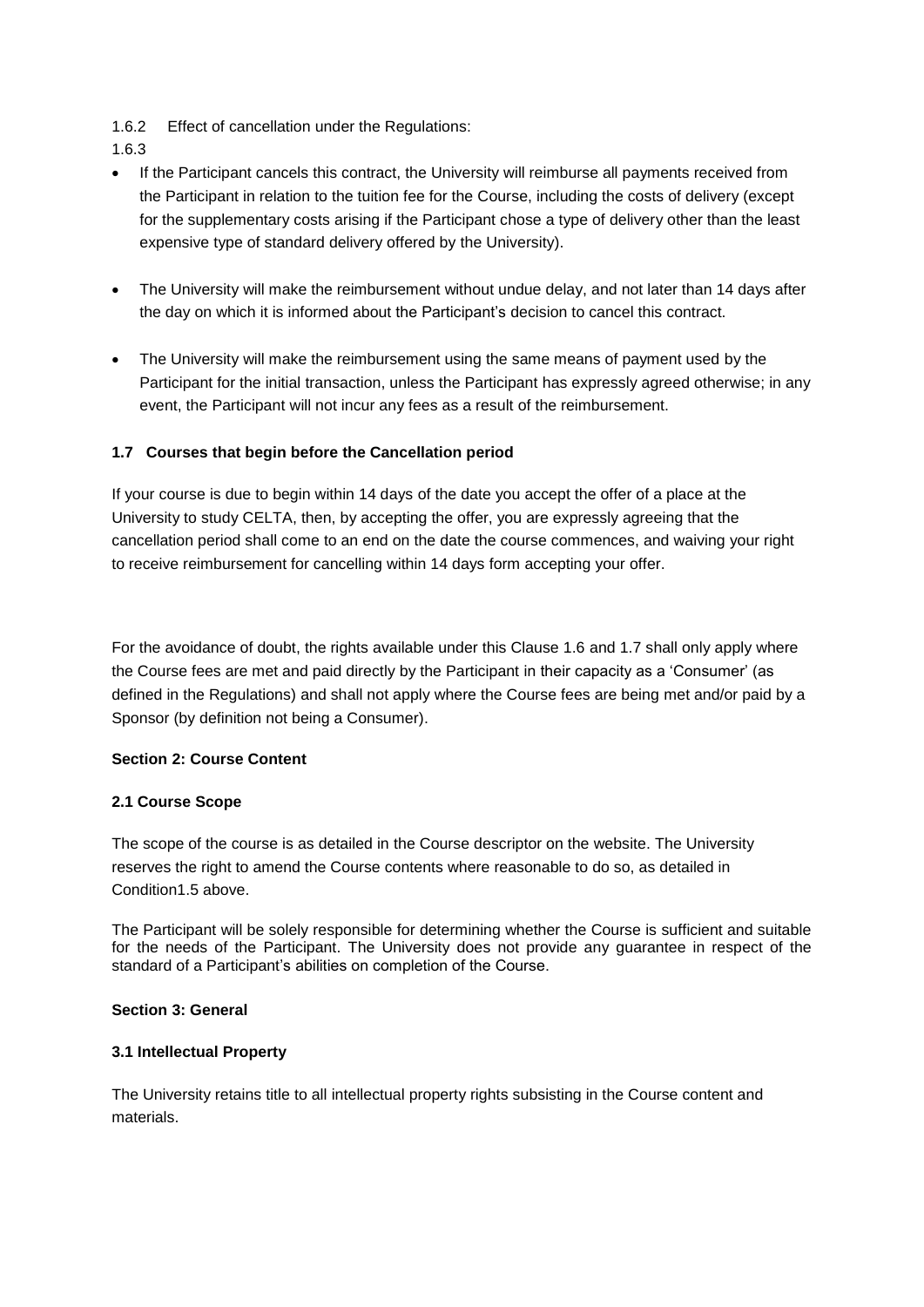1.6.2 Effect of cancellation under the Regulations:

1.6.3

- If the Participant cancels this contract, the University will reimburse all payments received from the Participant in relation to the tuition fee for the Course, including the costs of delivery (except for the supplementary costs arising if the Participant chose a type of delivery other than the least expensive type of standard delivery offered by the University).
- The University will make the reimbursement without undue delay, and not later than 14 days after the day on which it is informed about the Participant's decision to cancel this contract.
- The University will make the reimbursement using the same means of payment used by the Participant for the initial transaction, unless the Participant has expressly agreed otherwise; in any event, the Participant will not incur any fees as a result of the reimbursement.

**1.7 Courses that begin before the Cancellation period**

If your course is due to begin within 14 days of the date you accept the offer of a place at the University to study CELTA, then, by accepting the offer, you are expressly agreeing that the cancellation period shall come to an end on the date the course commences, and waiving your right to receive reimbursement for cancelling within 14 days form accepting your offer.

For the avoidance of doubt, the rights available under this Clause 1.6 and 1.7 shall only apply where the Course fees are met and paid directly by the Participant in their capacity as a 'Consumer' (as defined in the Regulations) and shall not apply where the Course fees are being met and/or paid by a Sponsor (by definition not being a Consumer).

**Section 2: Course Content**

**2.1 Course Scope**

The scope of the course is as detailed in the Course descriptor on the website. The University reserves the right to amend the Course contents where reasonable to do so, as detailed in Condition1.5 above.

The Participant will be solely responsible for determining whether the Course is sufficient and suitable for the needs of the Participant. The University does not provide any guarantee in respect of the standard of a Participant's abilities on completion of the Course.

**Section 3: General**

**3.1 Intellectual Property**

The University retains title to all intellectual property rights subsisting in the Course content and materials.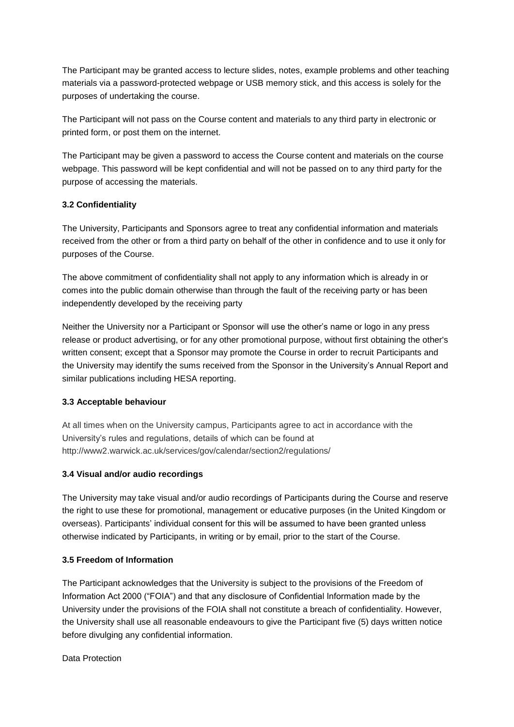The Participant may be granted access to lecture slides, notes, example problems and other teaching materials via a password-protected webpage or USB memory stick, and this access is solely for the purposes of undertaking the course.

The Participant will not pass on the Course content and materials to any third party in electronic or printed form, or post them on the internet.

The Participant may be given a password to access the Course content and materials on the course webpage. This password will be kept confidential and will not be passed on to any third party for the purpose of accessing the materials.

### 3.2 Confidentiality

The University, Participants and Sponsors agree to treat any confidential information and materials received from the other or from a third party on behalf of the other in confidence and to use it only for purposes of the Course.

The above commitment of confidentiality shall not apply to any information which is already in or comes into the public domain otherwise than through the fault of the receiving party or has been independently developed by the receiving party

Neither the University nor a Participant or Sponsor will use the other's name or logo in any press release or product advertising, or for any other promotional purpose, without first obtaining the other's written consent; except that a Sponsor may promote the Course in order to recruit Participants and the University may identify the sums received from the Sponsor in the University's Annual Report and similar publications including HESA reporting.

### 3.3 Acceptable behaviour

At all times when on the University campus, Participants agree to act in accordance with the University's rules and regulations, details of which can be found at http://www2.warwick.ac.uk/services/gov/calendar/section2/regulations/

### 3.4 Visual and/or audio recordings

The University may take visual and/or audio recordings of Participants during the Course and reserve the right to use these for promotional, management or educative purposes (in the United Kingdom or overseas). Participants' individual consent for this will be assumed to have been granted unless otherwise indicated by Participants, in writing or by email, prior to the start of the Course.

### 3.5 Freedom of Information

The Participant acknowledges that the University is subject to the provisions of the Freedom of Information Act 2000 ("FOIA") and that any disclosure of Confidential Information made by the University under the provisions of the FOIA shall not constitute a breach of confidentiality. However, the University shall use all reasonable endeavours to give the Participant five (5) days written notice before divulging any confidential information.

Data Protection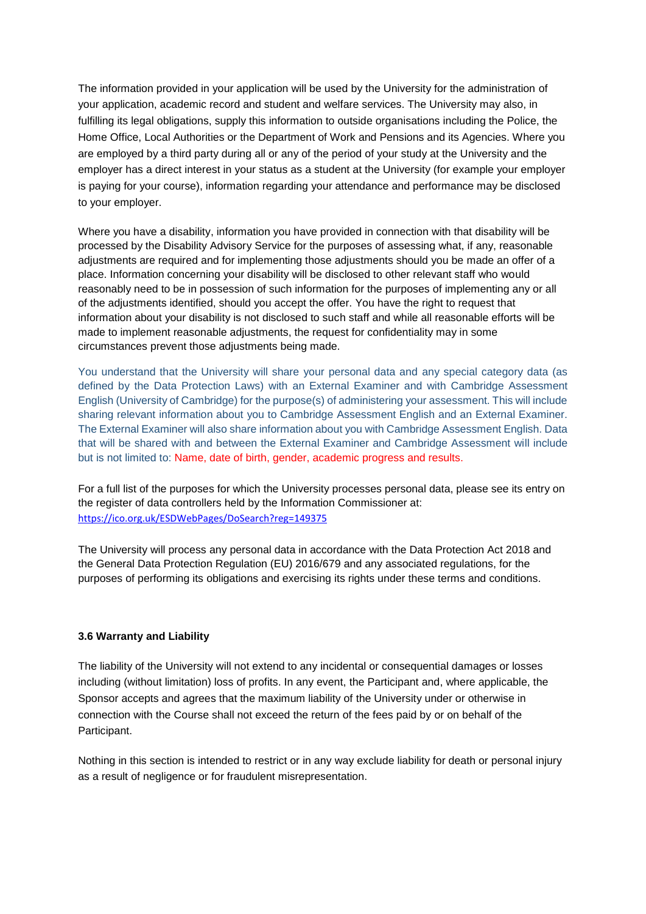The information provided in your application will be used by the University for the administration of your application, academic record and student and welfare services. The University may also, in fulfilling its legal obligations, supply this information to outside organisations including the Police, the Home Office, Local Authorities or the Department of Work and Pensions and its Agencies. Where you are employed by a third party during all or any of the period of your study at the University and the employer has a direct interest in your status as a student at the University (for example your employer is paying for your course), information regarding your attendance and performance may be disclosed to your employer.

Where you have a disability, information you have provided in connection with that disability will be processed by the Disability Advisory Service for the purposes of assessing what, if any, reasonable adjustments are required and for implementing those adjustments should you be made an offer of a place. Information concerning your disability will be disclosed to other relevant staff who would reasonably need to be in possession of such information for the purposes of implementing any or all of the adjustments identified, should you accept the offer. You have the right to request that information about your disability is not disclosed to such staff and while all reasonable efforts will be made to implement reasonable adjustments, the request for confidentiality may in some circumstances prevent those adjustments being made.

You understand that the University will share your personal data and any special category data (as defined by the Data Protection Laws) with an External Examiner and with Cambridge Assessment English (University of Cambridge) for the purpose(s) of administering your assessment. This will include sharing relevant information about you to Cambridge Assessment English and an External Examiner. The External Examiner will also share information about you with Cambridge Assessment English. Data that will be shared with and between the External Examiner and Cambridge Assessment will include but is not limited to: Name, date of birth, gender, academic progress and results.

For a full list of the purposes for which the University processes personal data, please see its entry on the register of data controllers held by the Information Commissioner at: https://ico.org.uk/ESDWebPages/DoSearch?reg=149375

The University will process any personal data in accordance with the Data Protection Act 2018 and the General Data Protection Regulation (EU) 2016/679 and any associated regulations, for the purposes of performing its obligations and exercising its rights under these terms and conditions.

**3.6 Warranty and Liability**

The liability of the University will not extend to any incidental or consequential damages or losses including (without limitation) loss of profits. In any event, the Participant and, where applicable, the Sponsor accepts and agrees that the maximum liability of the University under or otherwise in connection with the Course shall not exceed the return of the fees paid by or on behalf of the Participant.

Nothing in this section is intended to restrict or in any way exclude liability for death or personal injury as a result of negligence or for fraudulent misrepresentation.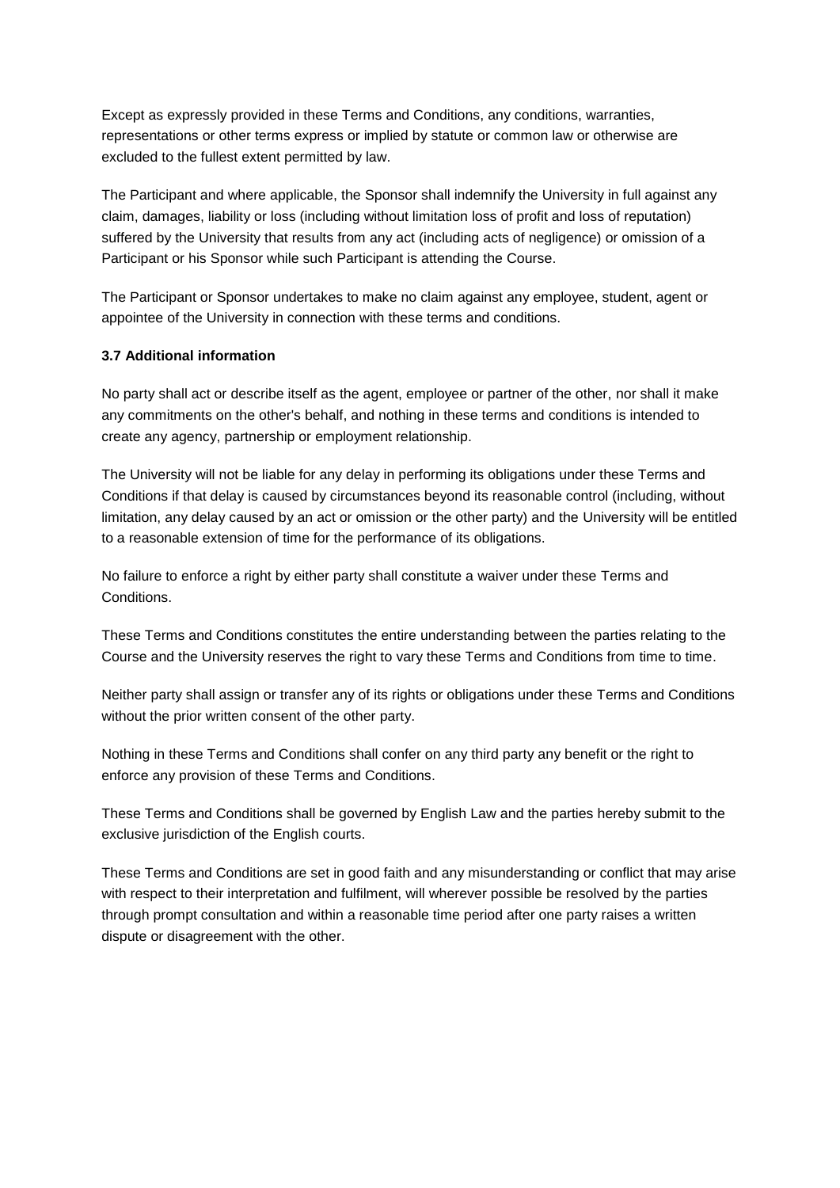Except as expressly provided in these Terms and Conditions, any conditions, warranties, representations or other terms express or implied by statute or common law or otherwise are excluded to the fullest extent permitted by law.

The Participant and where applicable, the Sponsor shall indemnify the University in full against any claim, damages, liability or loss (including without limitation loss of profit and loss of reputation) suffered by the University that results from any act (including acts of negligence) or omission of a Participant or his Sponsor while such Participant is attending the Course.

The Participant or Sponsor undertakes to make no claim against any employee, student, agent or appointee of the University in connection with these terms and conditions.

**3.7 Additional information**

No party shall act or describe itself as the agent, employee or partner of the other, nor shall it make any commitments on the other's behalf, and nothing in these terms and conditions is intended to create any agency, partnership or employment relationship.

The University will not be liable for any delay in performing its obligations under these Terms and Conditions if that delay is caused by circumstances beyond its reasonable control (including, without limitation, any delay caused by an act or omission or the other party) and the University will be entitled to a reasonable extension of time for the performance of its obligations.

No failure to enforce a right by either party shall constitute a waiver under these Terms and Conditions.

These Terms and Conditions constitutes the entire understanding between the parties relating to the Course and the University reserves the right to vary these Terms and Conditions from time to time.

Neither party shall assign or transfer any of its rights or obligations under these Terms and Conditions without the prior written consent of the other party.

Nothing in these Terms and Conditions shall confer on any third party any benefit or the right to enforce any provision of these Terms and Conditions.

These Terms and Conditions shall be governed by English Law and the parties hereby submit to the exclusive jurisdiction of the English courts.

These Terms and Conditions are set in good faith and any misunderstanding or conflict that may arise with respect to their interpretation and fulfilment, will wherever possible be resolved by the parties through prompt consultation and within a reasonable time period after one party raises a written dispute or disagreement with the other.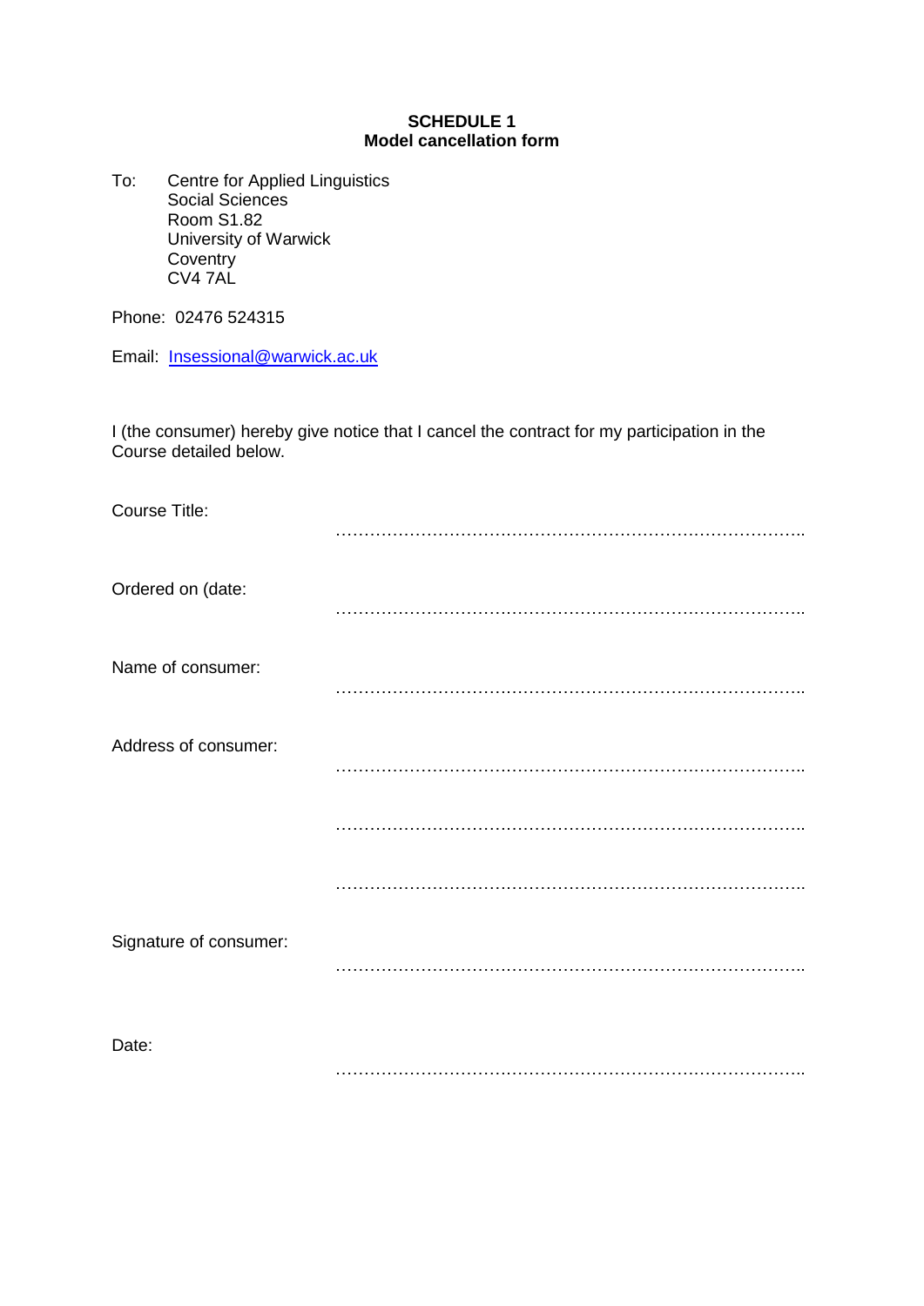**SCHEDULE 1**
**Model cancellation form**

To: Centre for Applied Linguistics
Social Sciences
Room S1.82
University of Warwick
Coventry
CV4 7AL

Phone: 02476 524315

Email: Insessional@warwick.ac.uk

I (the consumer) hereby give notice that I cancel the contract for my participation in the Course detailed below.

Course Title: ………………………………………………………………………..

Ordered on (date: ………………………………………………………………………..

Name of consumer: ………………………………………………………………………..

Address of consumer: ………………………………………………………………………..

………………………………………………………………………..

………………………………………………………………………..

Signature of consumer: ………………………………………………………………………..

Date: ………………………………………………………………………..